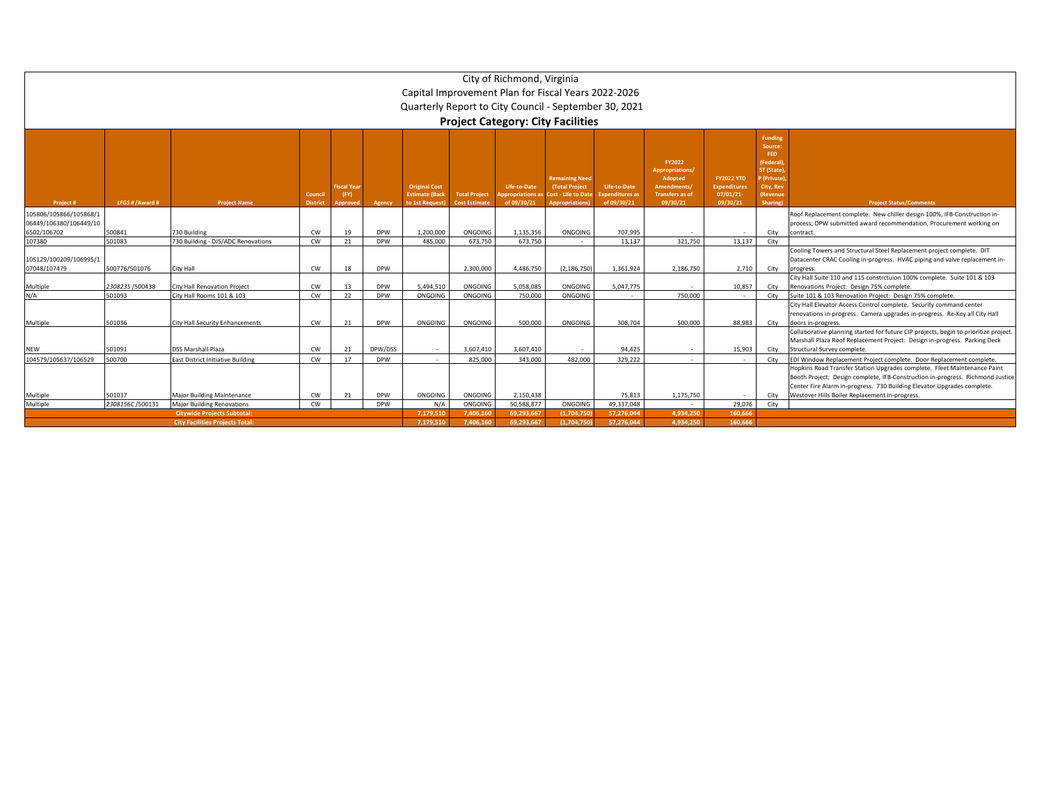# City of Richmond, Virginia

## Capital Improvement Plan for Fiscal Years 2022-2026

## Quarterly Report to City Council - September 30, 2021

### Project Category: City Facilities

| Project # | LFGS # /Award # | Project Name | Council District | Fiscal Year (FY) Approved | Agency | Original Cost Estimate (Back to 1st Request) | Total Project Cost Estimate | Life-to-Date Appropriations as of 09/30/21 | Remaining Need (Total Project Cost - Life to Date Appropriations) | Life-to-Date Expenditures as of 09/30/21 | FY2022 Appropriations/ Adopted Amendments/ Transfers as of 09/30/21 | FY2022 YTD Expenditures 07/01/21- 09/30/21 | Funding Source: FED (Federal), ST (State), P (Private), City, Rev (Revenue Sharing) | Project Status/Comments |
|---|---|---|---|---|---|---|---|---|---|---|---|---|---|---|
| 105806/105866/105868/106449/106380/106449/106502/106702 | 500841 | 730 Building | CW | 19 | DPW | 1,200,000 | ONGOING | 1,135,356 | ONGOING | 707,995 | - | - | City | Roof Replacement complete. New chiller design 100%, IFB-Construction in-process; DPW submitted award recommendation, Procurement working on contract. |
| 107380 | 501083 | 730 Building - DJS/ADC Renovations | CW | 21 | DPW | 485,000 | 673,750 | 673,750 | - | 13,137 | 321,750 | 13,137 | City | |
| 105129/100209/106995/107048/107479 | 500776/501076 | City Hall | CW | 18 | DPW | | 2,300,000 | 4,486,750 | (2,186,750) | 1,361,924 | 2,186,750 | 2,710 | City | Cooling Towers and Structural Steel Replacement project complete. DIT Datacenter CRAC Cooling in-progress. HVAC piping and valve replacement in-progress. |
| Multiple | *2308235* /500438 | City Hall Renovation Project | CW | 13 | DPW | 5,494,510 | ONGOING | 5,058,085 | ONGOING | 5,047,775 | - | 10,857 | City | City Hall Suite 110 and 115 constrctuion 100% complete. Suite 101 & 103 Renovations Project: Design 75% complete. |
| N/A | 501093 | City Hall Rooms 101 & 103 | CW | 22 | DPW | ONGOING | ONGOING | 750,000 | ONGOING | - | 750,000 | - | City | Suite 101 & 103 Renovation Project: Design 75% complete. |
| Multiple | 501036 | City Hall Security Enhancements | CW | 21 | DPW | ONGOING | ONGOING | 500,000 | ONGOING | 308,704 | 500,000 | 88,983 | City | City Hall Elevator Access Control complete. Security command center renovations in-progress. Camera upgrades in-progress. Re-Key all City Hall doors in-progress. |
| NEW | 501091 | DSS Marshall Plaza | CW | 21 | DPW/DSS | - | 3,607,410 | 3,607,410 | - | 94,425 | - | 15,903 | City | Collaborative planning started for future CIP projects, begin to prioritize project. Marshall Plaza Roof Replacement Project: Design in-progress. Parking Deck Structural Survey complete. |
| 104579/105637/106529 | 500700 | East District Initiative Building | CW | 17 | DPW | - | 825,000 | 343,000 | 482,000 | 329,222 | - | - | City | EDI Window Replacement Project complete. Door Replacement complete. |
| Multiple | 501037 | Major Building Maintenance | CW | 21 | DPW | ONGOING | ONGOING | 2,150,438 | | 75,813 | 1,175,750 | - | City | Hopkins Road Transfer Station Upgrades complete. Fleet Maintenance Paint Booth Project; Design complete, IFB-Construction in-progress. Richmond Justice Center Fire Alarm in-progress. 730 Building Elevator Upgrades complete. Westover Hills Boiler Replacement in-progress. |
| Multiple | *2308156C* /500131 | Major Building Renovations | CW | | DPW | N/A | ONGOING | 50,588,877 | ONGOING | 49,337,048 | - | 29,076 | City | |
| | | **Citywide Projects Subtotal:** | | | | **7,179,510** | **7,406,160** | **69,293,667** | **(1,704,750)** | **57,276,044** | **4,934,250** | **160,666** | | |
| | | **City Facilities Projects Total:** | | | | **7,179,510** | **7,406,160** | **69,293,667** | **(1,704,750)** | **57,276,044** | **4,934,250** | **160,666** | | |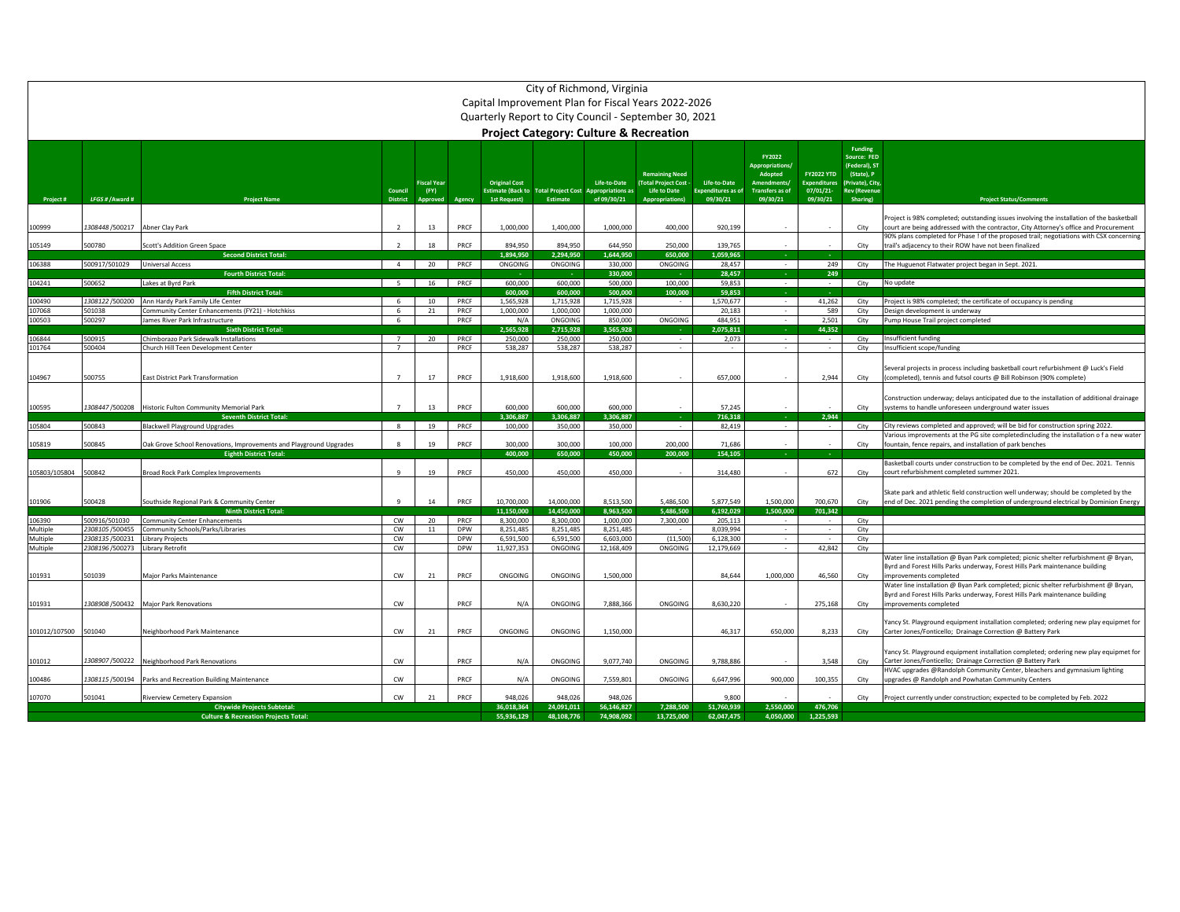# City of Richmond, Virginia

## Capital Improvement Plan for Fiscal Years 2022-2026

## Quarterly Report to City Council - September 30, 2021

### Project Category: Culture & Recreation

| Project # | LFGS # /Award # | Project Name | Council District | Fiscal Year (FY) Approved | Agency | Original Cost Estimate (Back to 1st Request) | Total Project Cost Estimate | Life-to-Date Appropriations as of 09/30/21 | Remaining Need (Total Project Cost - Life to Date Appropriations) | Life-to-Date Expenditures as of 09/30/21 | FY2022 Appropriations/ Adopted Amendments/ Transfers as of 09/30/21 | FY2022 YTD Expenditures 07/01/21-09/30/21 | Funding Source: FED (Federal), ST (State), P (Private), City, Rev (Revenue Sharing) | Project Status/Comments |
|---|---|---|---|---|---|---|---|---|---|---|---|---|---|---|
| 100999 | 1308448 /500217 | Abner Clay Park | 2 | 13 | PRCF | 1,000,000 | 1,400,000 | 1,000,000 | 400,000 | 920,199 | - | - | City | Project is 98% completed; outstanding issues involving the installation of the basketball court are being addressed with the contractor, City Attorney's office and Procurement |
| 105149 | 500780 | Scott's Addition Green Space | 2 | 18 | PRCF | 894,950 | 894,950 | 644,950 | 250,000 | 139,765 | - | - | City | 90% plans completed for Phase ! of the proposed trail; negotiations with CSX concerning trail's adjacency to their ROW have not been finalized |
| | | **Second District Total:** | | | | **1,894,950** | **2,294,950** | **1,644,950** | **650,000** | **1,059,965** | - | - | | |
| 106388 | 500917/501029 | Universal Access | 4 | 20 | PRCF | ONGOING | ONGOING | 330,000 | ONGOING | 28,457 | - | 249 | City | The Huguenot Flatwater project began in Sept. 2021. |
| | | **Fourth District Total:** | | | | - | - | **330,000** | - | **28,457** | - | **249** | | |
| 104241 | 500652 | Lakes at Byrd Park | 5 | 16 | PRCF | 600,000 | 600,000 | 500,000 | 100,000 | 59,853 | - | - | City | No update |
| | | **Fifth District Total:** | | | | **600,000** | **600,000** | **500,000** | **100,000** | **59,853** | - | - | | |
| 100490 | 1308122 /500200 | Ann Hardy Park Family Life Center | 6 | 10 | PRCF | 1,565,928 | 1,715,928 | 1,715,928 | - | 1,570,677 | - | 41,262 | City | Project is 98% completed; the certificate of occupancy is pending |
| 107068 | 501038 | Community Center Enhancements (FY21) - Hotchkiss | 6 | 21 | PRCF | 1,000,000 | 1,000,000 | 1,000,000 | | 20,183 | - | 589 | City | Design development is underway |
| 100503 | 500297 | James River Park Infrastructure | 6 | | PRCF | N/A | ONGOING | 850,000 | ONGOING | 484,951 | - | 2,501 | City | Pump House Trail project completed |
| | | **Sixth District Total:** | | | | **2,565,928** | **2,715,928** | **3,565,928** | - | **2,075,811** | - | **44,352** | | |
| 106844 | 500915 | Chimborazo Park Sidewalk Installations | 7 | 20 | PRCF | 250,000 | 250,000 | 250,000 | - | 2,073 | - | - | City | Insufficient funding |
| 101764 | 500404 | Church Hill Teen Development Center | 7 | | PRCF | 538,287 | 538,287 | 538,287 | - | - | - | - | City | Insufficient scope/funding |
| 104967 | 500755 | East District Park Transformation | 7 | 17 | PRCF | 1,918,600 | 1,918,600 | 1,918,600 | - | 657,000 | - | 2,944 | City | Several projects in process including basketball court refurbishment @ Luck's Field (completed), tennis and futsol courts @ Bill Robinson (90% complete) |
| 100595 | 1308447 /500208 | Historic Fulton Community Memorial Park | 7 | 13 | PRCF | 600,000 | 600,000 | 600,000 | - | 57,245 | - | - | City | Construction underway; delays anticipated due to the installation of additional drainage systems to handle unforeseen underground water issues |
| | | **Seventh District Total:** | | | | **3,306,887** | **3,306,887** | **3,306,887** | - | **716,318** | - | **2,944** | | |
| 105804 | 500843 | Blackwell Playground Upgrades | 8 | 19 | PRCF | 100,000 | 350,000 | 350,000 | - | 82,419 | - | - | City | City reviews completed and approved; will be bid for construction spring 2022. |
| 105819 | 500845 | Oak Grove School Renovations, Improvements and Playground Upgrades | 8 | 19 | PRCF | 300,000 | 300,000 | 100,000 | 200,000 | 71,686 | - | - | City | Various improvements at the PG site completedincluding the installation o f a new water fountain, fence repairs, and installation of park benches |
| | | **Eighth District Total:** | | | | **400,000** | **650,000** | **450,000** | **200,000** | **154,105** | - | - | | |
| 105803/105804 | 500842 | Broad Rock Park Complex Improvements | 9 | 19 | PRCF | 450,000 | 450,000 | 450,000 | - | 314,480 | - | 672 | City | Basketball courts under construction to be completed by the end of Dec. 2021. Tennis court refurbishment completed summer 2021. |
| 101906 | 500428 | Southside Regional Park & Community Center | 9 | 14 | PRCF | 10,700,000 | 14,000,000 | 8,513,500 | 5,486,500 | 5,877,549 | 1,500,000 | 700,670 | City | Skate park and athletic field construction well underway; should be completed by the end of Dec. 2021 pending the completion of underground electrical by Dominion Energy |
| | | **Ninth District Total:** | | | | **11,150,000** | **14,450,000** | **8,963,500** | **5,486,500** | **6,192,029** | **1,500,000** | **701,342** | | |
| 106390 | 500916/501030 | Community Center Enhancements | CW | 20 | PRCF | 8,300,000 | 8,300,000 | 1,000,000 | 7,300,000 | 205,113 | - | - | City | |
| Multiple | 2308105 /500455 | Community Schools/Parks/Libraries | CW | 11 | DPW | 8,251,485 | 8,251,485 | 8,251,485 | - | 8,039,994 | - | - | City | |
| Multiple | 2308135 /500231 | Library Projects | CW | | DPW | 6,591,500 | 6,591,500 | 6,603,000 | (11,500) | 6,128,300 | - | - | City | |
| Multiple | 2308196 /500273 | Library Retrofit | CW | | DPW | 11,927,353 | ONGOING | 12,168,409 | ONGOING | 12,179,669 | - | 42,842 | City | |
| 101931 | 501039 | Major Parks Maintenance | CW | 21 | PRCF | ONGOING | ONGOING | 1,500,000 | | 84,644 | 1,000,000 | 46,560 | City | Water line installation @ Byan Park completed; picnic shelter refurbishment @ Bryan, Byrd and Forest Hills Parks underway, Forest Hills Park maintenance building improvements completed |
| 101931 | 1308908 /500432 | Major Parks Renovations | CW | | PRCF | N/A | ONGOING | 7,888,366 | ONGOING | 8,630,220 | - | 275,168 | City | Water line installation @ Byan Park completed; picnic shelter refurbishment @ Bryan, Byrd and Forest Hills Parks underway, Forest Hills Park maintenance building improvements completed |
| 101012/107500 | 501040 | Neighborhood Park Maintenance | CW | 21 | PRCF | ONGOING | ONGOING | 1,150,000 | | 46,317 | 650,000 | 8,233 | City | Yancy St. Playground equipment installation completed; ordering new play equipmet for Carter Jones/Fonticello; Drainage Correction @ Battery Park |
| 101012 | 1308907 /500222 | Neighborhood Park Renovations | CW | | PRCF | N/A | ONGOING | 9,077,740 | ONGOING | 9,788,886 | - | 3,548 | City | Yancy St. Playground equipment installation completed; ordering new play equipmet for Carter Jones/Fonticello; Drainage Correction @ Battery Park |
| 100486 | 1308115 /500194 | Parks and Recreation Building Maintenance | CW | | PRCF | N/A | ONGOING | 7,559,801 | ONGOING | 6,647,996 | 900,000 | 100,355 | City | HVAC upgrades @Randolph Community Center, bleachers and gymnasium lighting upgrades @ Randolph and Powhatan Community Centers |
| 107070 | 501041 | Riverview Cemetery Expansion | CW | 21 | PRCF | 948,026 | 948,026 | 948,026 | | 9,800 | - | - | City | Project currently under construction; expected to be completed by Feb. 2022 |
| | | **Citywide Projects Subtotal:** | | | | **36,018,364** | **24,091,011** | **56,146,827** | **7,288,500** | **51,760,939** | **2,550,000** | **476,706** | | |
| | | **Culture & Recreation Projects Total:** | | | | **55,936,129** | **48,108,776** | **74,908,092** | **13,725,000** | **62,047,475** | **4,050,000** | **1,225,593** | | |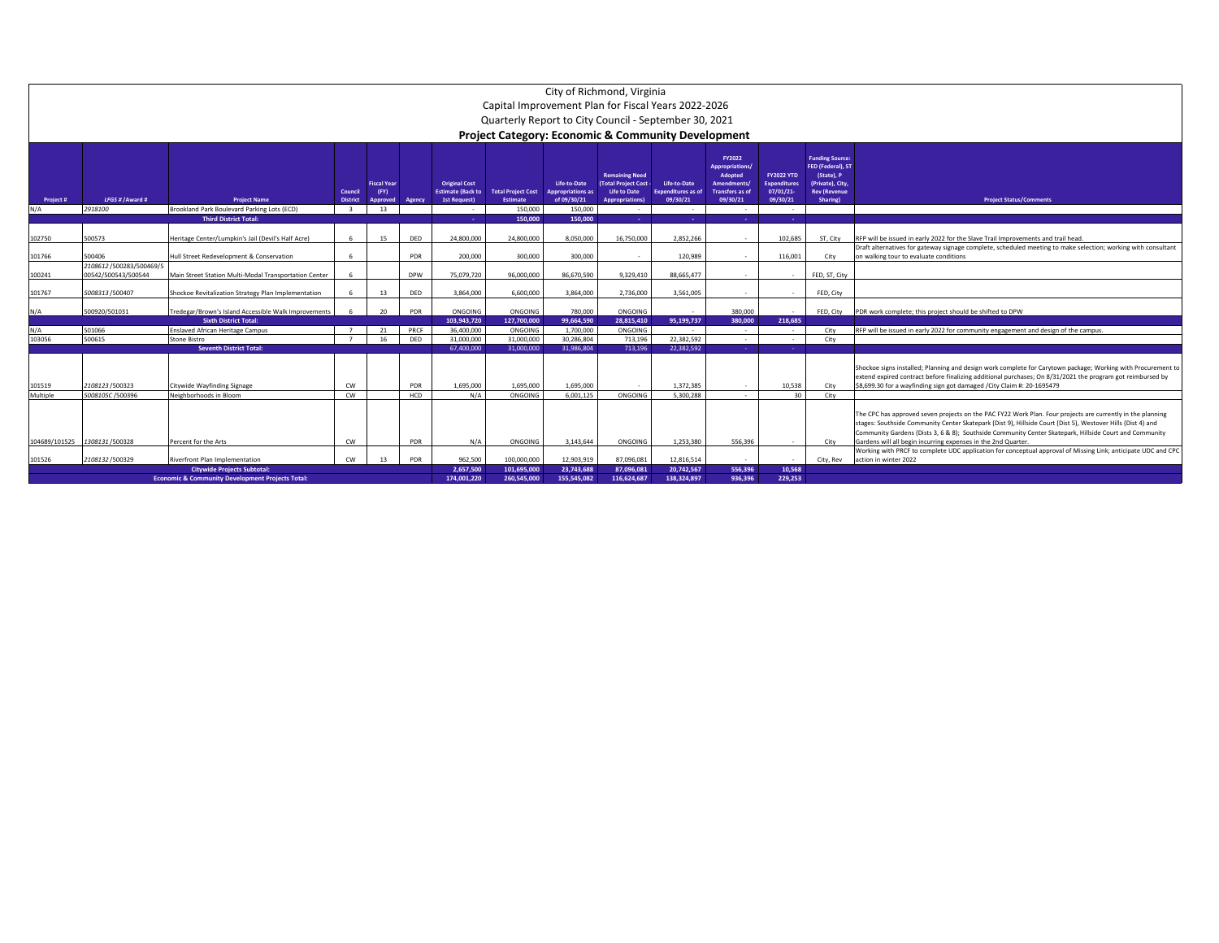# City of Richmond, Virginia

## Capital Improvement Plan for Fiscal Years 2022-2026

## Quarterly Report to City Council - September 30, 2021

### Project Category: Economic & Community Development

| Project # | LFGS # / Award # | Project Name | Council District | Fiscal Year (FY) Approved | Agency | Original Cost Estimate (Back to 1st Request) | Total Project Cost Estimate | Life-to-Date Appropriations as of 09/30/21 | Remaining Need (Total Project Cost - Life to Date Appropriations) | Life-to-Date Expenditures as of 09/30/21 | FY2022 Appropriations/ Adopted Amendments/ Transfers as of 09/30/21 | FY2022 YTD Expenditures 07/01/21-09/30/21 | Funding Source: FED (Federal), ST (State), P (Private), City, Rev (Revenue Sharing) | Project Status/Comments |
|---|---|---|---|---|---|---|---|---|---|---|---|---|---|---|
| N/A | 2918100 | Brookland Park Boulevard Parking Lots (ECD) | 3 | 13 | | - | 150,000 | 150,000 | - | - | - | - | | |
| | | **Third District Total:** | | | | - | 150,000 | 150,000 | - | - | - | - | | |
| 102750 | 500573 | Heritage Center/Lumpkin's Jail (Devil's Half Acre) | 6 | 15 | DED | 24,800,000 | 24,800,000 | 8,050,000 | 16,750,000 | 2,852,266 | - | 102,685 | ST, City | RFP will be issued in early 2022 for the Slave Trail Improvements and trail head. |
| 101766 | 500406 | Hull Street Redevelopment & Conservation | 6 | | PDR | 200,000 | 300,000 | 300,000 | - | 120,989 | - | 116,001 | City | Draft alternatives for gateway signage complete, scheduled meeting to make selection; working with consultant on walking tour to evaluate conditions |
| 100241 | 2108612 /500283/500469/500542/500543/500544 | Main Street Station Multi-Modal Transportation Center | 6 | | DPW | 75,079,720 | 96,000,000 | 86,670,590 | 9,329,410 | 88,665,477 | - | - | FED, ST, City | |
| 101767 | 5008313 /500407 | Shockoe Revitalization Strategy Plan Implementation | 6 | 13 | DED | 3,864,000 | 6,600,000 | 3,864,000 | 2,736,000 | 3,561,005 | - | - | FED, City | |
| N/A | 500920/501031 | Tredegar/Brown's Island Accessible Walk Improvements | 6 | 20 | PDR | ONGOING | ONGOING | 780,000 | ONGOING | - | 380,000 | - | FED, City | PDR work complete; this project should be shifted to DPW |
| | | **Sixth District Total:** | | | | 103,943,720 | 127,700,000 | 99,664,590 | 28,815,410 | 95,199,737 | 380,000 | 218,685 | | |
| N/A | 501066 | Enslaved African Heritage Campus | 7 | 21 | PRCF | 36,400,000 | ONGOING | 1,700,000 | ONGOING | - | - | - | City | RFP will be issued in early 2022 for community engagement and design of the campus. |
| 103056 | 500615 | Stone Bistro | 7 | 16 | DED | 31,000,000 | 31,000,000 | 30,286,804 | 713,196 | 22,382,592 | - | - | City | |
| | | **Seventh District Total:** | | | | 67,400,000 | 31,000,000 | 31,986,804 | 713,196 | 22,382,592 | - | - | | |
| 101519 | 2108123 /500323 | Citywide Wayfinding Signage | CW | | PDR | 1,695,000 | 1,695,000 | 1,695,000 | - | 1,372,385 | - | 10,538 | City | Shockoe signs installed; Planning and design work complete for Carytown package; Working with Procurement to extend expired contract before finalizing additional purchases; On 8/31/2021 the program got reimbursed by $8,699.30 for a wayfinding sign got damaged /City Claim #: 20-1695479 |
| Multiple | 5008105C /500396 | Neighborhoods in Bloom | CW | | HCD | N/A | ONGOING | 6,001,125 | ONGOING | 5,300,288 | - | 30 | City | |
| 104689/101525 | 1308131 /500328 | Percent for the Arts | CW | | PDR | N/A | ONGOING | 3,143,644 | ONGOING | 1,253,380 | 556,396 | - | City | The CPC has approved seven projects on the PAC FY22 Work Plan. Four projects are currently in the planning stages: Southside Community Center Skatepark (Dist 9), Hillside Court (Dist 5), Westover Hills (Dist 4) and Community Gardens (Dists 3, 6 & 8); Southside Community Center Skatepark, Hillside Court and Community Gardens will all begin incurring expenses in the 2nd Quarter. |
| 101526 | 2108132 /500329 | Riverfront Plan Implementation | CW | 13 | PDR | 962,500 | 100,000,000 | 12,903,919 | 87,096,081 | 12,816,514 | - | - | City, Rev | Working with PRCF to complete UDC application for conceptual approval of Missing Link; anticipate UDC and CPC action in winter 2022 |
| | | **Citywide Projects Subtotal:** | | | | 2,657,500 | 101,695,000 | 23,743,688 | 87,096,081 | 20,742,567 | 556,396 | 10,568 | | |
| | | **Economic & Community Development Projects Total:** | | | | 174,001,220 | 260,545,000 | 155,545,082 | 116,624,687 | 138,324,897 | 936,396 | 229,253 | | |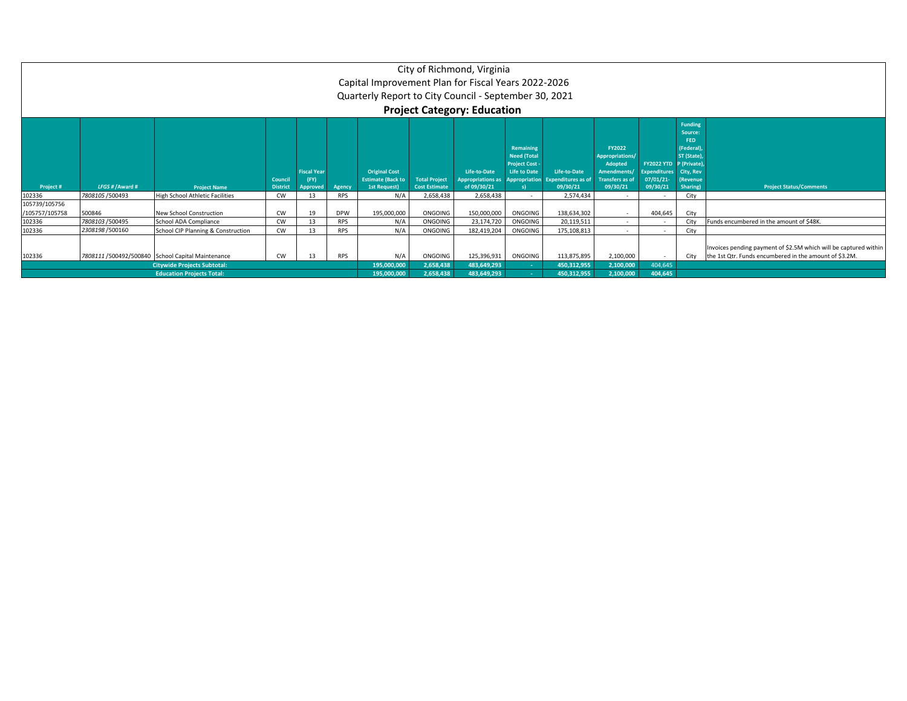# City of Richmond, Virginia

## Capital Improvement Plan for Fiscal Years 2022-2026

## Quarterly Report to City Council - September 30, 2021

## Project Category: Education

| Project # | LFGS # /Award # | Project Name | Council District | Fiscal Year (FY) Approved | Agency | Original Cost Estimate (Back to 1st Request) | Total Project Cost Estimate | Life-to-Date Appropriations as of 09/30/21 | Remaining Need (Total Project Cost - Life to Date Appropriations) | Life-to-Date Expenditures as of 09/30/21 | FY2022 Appropriations/ Adopted Amendments/ Transfers as of 09/30/21 | FY2022 YTD Expenditures 07/01/21-09/30/21 | Funding Source: FED (Federal), ST (State), P (Private), City, Rev (Revenue Sharing) | Project Status/Comments |
|---|---|---|---|---|---|---|---|---|---|---|---|---|---|---|
| 102336 | 7808105 /500493 | High School Athletic Facilities | CW | 13 | RPS | N/A | 2,658,438 | 2,658,438 | - | 2,574,434 | - | - | City | |
| 105739/105756 /105757/105758 | 500846 | New School Construction | CW | 19 | DPW | 195,000,000 | ONGOING | 150,000,000 | ONGOING | 138,634,302 | - | 404,645 | City | |
| 102336 | 7808103 /500495 | School ADA Compliance | CW | 13 | RPS | N/A | ONGOING | 23,174,720 | ONGOING | 20,119,511 | - | - | City | Funds encumbered in the amount of $48K. |
| 102336 | 2308198 /500160 | School CIP Planning & Construction | CW | 13 | RPS | N/A | ONGOING | 182,419,204 | ONGOING | 175,108,813 | - | - | City | |
| 102336 | 7808111 /500492/500840 | School Capital Maintenance | CW | 13 | RPS | N/A | ONGOING | 125,396,931 | ONGOING | 113,875,895 | 2,100,000 | - | City | Invoices pending payment of $2.5M which will be captured within the 1st Qtr. Funds encumbered in the amount of $3.2M. |
| | | **Citywide Projects Subtotal:** | | | | **195,000,000** | **2,658,438** | **483,649,293** | **-** | **450,312,955** | **2,100,000** | **404,645** | | |
| | | **Education Projects Total:** | | | | **195,000,000** | **2,658,438** | **483,649,293** | **-** | **450,312,955** | **2,100,000** | **404,645** | | |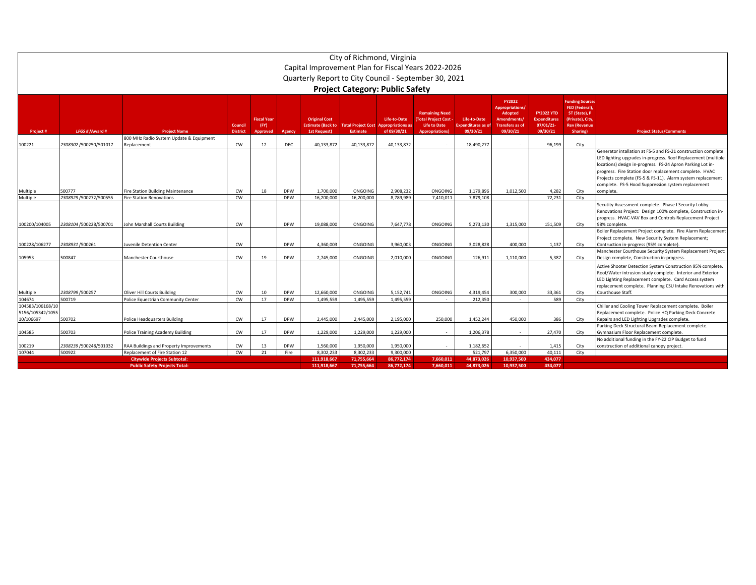# City of Richmond, Virginia

## Capital Improvement Plan for Fiscal Years 2022-2026

## Quarterly Report to City Council - September 30, 2021

### Project Category: Public Safety

| Project # | LFGS # /Award # | Project Name | Council District | Fiscal Year (FY) Approved | Agency | Original Cost Estimate (Back to 1st Request) | Total Project Cost Estimate | Life-to-Date Appropriations as of 09/30/21 | Remaining Need (Total Project Cost - Life to Date Appropriations) | Life-to-Date Expenditures as of 09/30/21 | FY2022 Appropriations/ Adopted Amendments/ Transfers as of 09/30/21 | FY2022 YTD Expenditures 07/01/21-09/30/21 | Funding Source: FED (Federal), ST (State), P (Private), City, Rev (Revenue Sharing) | Project Status/Comments |
|---|---|---|---|---|---|---|---|---|---|---|---|---|---|---|
| 100221 | 2308302 /500250/501017 | 800 MHz Radio System Update & Equipment Replacement | CW | 12 | DEC | 40,133,872 | 40,133,872 | 40,133,872 | - | 18,490,277 | - | 96,199 | City | |
| Multiple | 500777 | Fire Station Building Maintenance | CW | 18 | DPW | 1,700,000 | ONGOING | 2,908,232 | ONGOING | 1,179,896 | 1,012,500 | 4,282 | City | Generator intallation at FS-5 and FS-21 construction complete. LED lighting upgrades in-progress. Roof Replacement (multiple locations) design in-progress. FS-24 Apron Parking Lot in-progress. Fire Station door replacement complete. HVAC Projects complete (FS-5 & FS-11). Alarm system replacement complete. FS-5 Hood Suppression system replacement complete. |
| Multiple | 2308929 /500272/500555 | Fire Station Renovations | CW | | DPW | 16,200,000 | 16,200,000 | 8,789,989 | 7,410,011 | 7,879,108 | - | 72,231 | City | |
| 100200/104005 | 2308104 /500228/500701 | John Marshall Courts Building | CW | | DPW | 19,088,000 | ONGOING | 7,647,778 | ONGOING | 5,273,130 | 1,315,000 | 151,509 | City | Secutity Assessment complete. Phase I Security Lobby Renovations Project: Design 100% complete, Construction in-progress. HVAC-VAV Box and Controls Replacement Project 98% complete. |
| 100228/106277 | 2308931 /500261 | Juvenile Detention Center | CW | | DPW | 4,360,003 | ONGOING | 3,960,003 | ONGOING | 3,028,828 | 400,000 | 1,137 | City | Boiler Replacement Project complete. Fire Alarm Replacement Project complete. New Security System Replacement; Contruction in-progress (95% complete). |
| 105953 | 500847 | Manchester Courthouse | CW | 19 | DPW | 2,745,000 | ONGOING | 2,010,000 | ONGOING | 126,911 | 1,110,000 | 5,387 | City | Manchester Courthouse Security System Replacement Project: Design complete, Construction in-progress. |
| Multiple | 2308799 /500257 | Oliver Hill Courts Building | CW | 10 | DPW | 12,660,000 | ONGOING | 5,152,741 | ONGOING | 4,319,454 | 300,000 | 33,361 | City | Active Shooter Detection System Construction 95% complete. Roof/Water intrusion study complete. Interior and Exterior LED Lighting Replacement complete. Card Access system replacement complete. Planning CSU Intake Renovations with Courthouse Staff. |
| 104674 | 500719 | Police Equestrian Community Center | CW | 17 | DPW | 1,495,559 | 1,495,559 | 1,495,559 | - | 212,350 | - | 589 | City | |
| 104583/106168/105156/105342/105510/106697 | 500702 | Police Headquarters Building | CW | 17 | DPW | 2,445,000 | 2,445,000 | 2,195,000 | 250,000 | 1,452,244 | 450,000 | 386 | City | Chiller and Cooling Tower Replacement complete. Boiler Replacement complete. Police HQ Parking Deck Concrete Repairs and LED Lighting Upgrades complete. |
| 104585 | 500703 | Police Training Academy Building | CW | 17 | DPW | 1,229,000 | 1,229,000 | 1,229,000 | - | 1,206,378 | - | 27,470 | City | Parking Deck Structural Beam Replacement complete. Gymnasium Floor Replacement complete. |
| 100219 | 2308239 /500248/501032 | RAA Buildings and Property Improvements | CW | 13 | DPW | 1,560,000 | 1,950,000 | 1,950,000 | - | 1,182,652 | - | 1,415 | City | No additional funding in the FY-22 CIP Budget to fund construction of additional canopy project. |
| 107044 | 500922 | Replacement of Fire Station 12 | CW | 21 | Fire | 8,302,233 | 8,302,233 | 9,300,000 | | 521,797 | 6,350,000 | 40,111 | City | |
| | | **Citywide Projects Subtotal:** | | | | **111,918,667** | **71,755,664** | **86,772,174** | **7,660,011** | **44,873,026** | **10,937,500** | **434,077** | | |
| | | **Public Safety Projects Total:** | | | | **111,918,667** | **71,755,664** | **86,772,174** | **7,660,011** | **44,873,026** | **10,937,500** | **434,077** | | |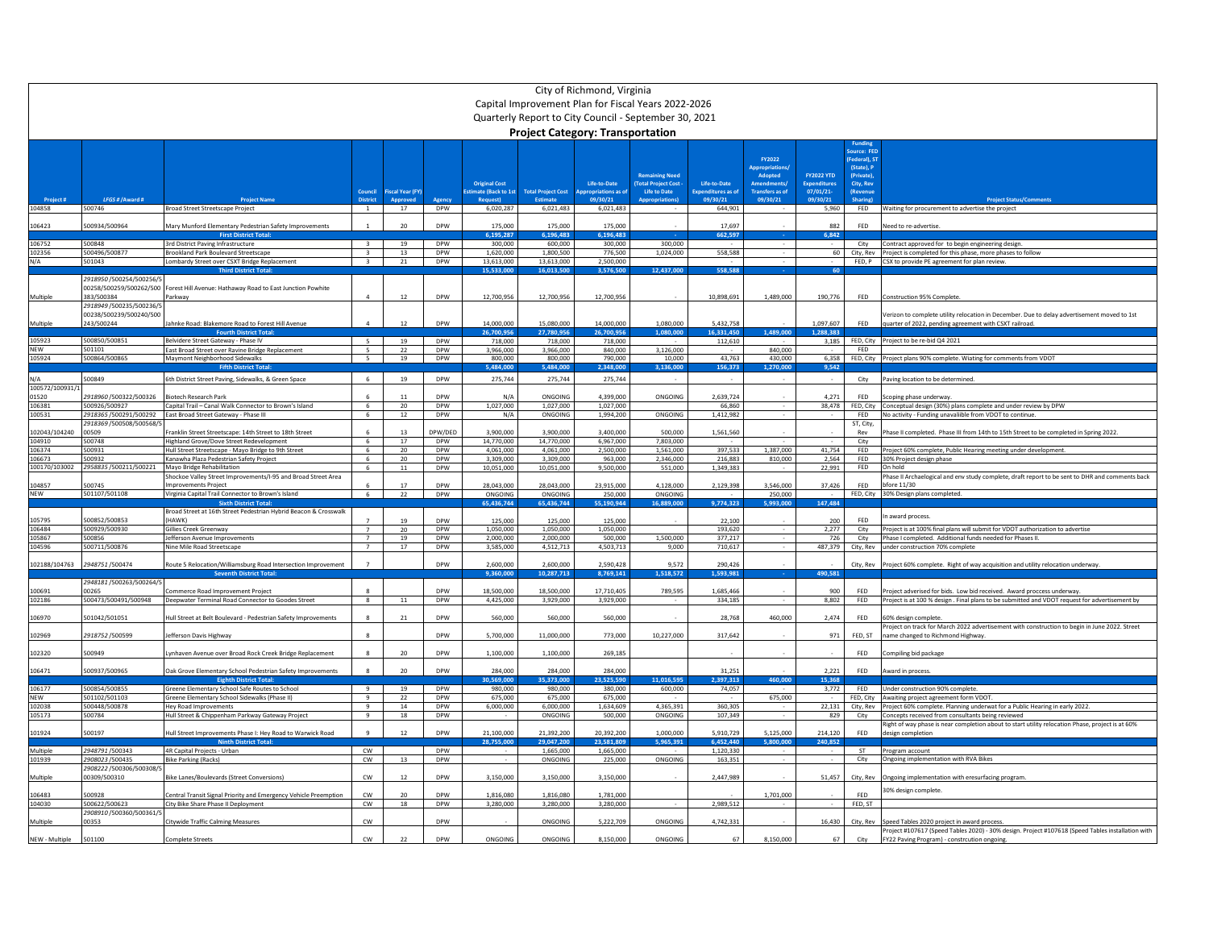# City of Richmond, Virginia

## Capital Improvement Plan for Fiscal Years 2022-2026

## Quarterly Report to City Council - September 30, 2021

### Project Category: Transportation

| Project # | LFGS # /Award # | Project Name | Council District | Fiscal Year (FY) Approved | Agency | Original Cost Estimate (Back to 1st Request) | Total Project Cost Estimate | Life-to-Date Appropriations as of 09/30/21 | Remaining Need (Total Project Cost - Life to Date Appropriations) | Life-to-Date Expenditures as of 09/30/21 | FY2022 Appropriations/ Adopted Amendments/ Transfers as of 09/30/21 | FY2022 YTD Expenditures 07/01/21-09/30/21 | Funding Source: FED (Federal), ST (State), P (Private), City, Rev (Revenue Sharing) | Project Status/Comments |
|---|---|---|---|---|---|---|---|---|---|---|---|---|---|---|
| 104858 | 500746 | Broad Street Streetscape Project | 1 | 17 | DPW | 6,020,287 | 6,021,483 | 6,021,483 | - | 644,901 | - | 5,960 | FED | Waiting for procurement to advertise the project |
| 106423 | 500934/500964 | Mary Munford Elementary Pedestrian Safety Improvements | 1 | 20 | DPW | 175,000 | 175,000 | 175,000 | - | 17,697 | - | 882 | FED | Need to re-advertise. |
| | | **First District Total:** | | | | **6,195,287** | **6,196,483** | **6,196,483** | **-** | **662,597** | **-** | **6,842** | | |
| 106752 | 500848 | 3rd District Paving Infrastructure | 3 | 19 | DPW | 300,000 | 600,000 | 300,000 | 300,000 | - | - | - | City | Contract approved for to begin engineering design. |
| 102356 | 500496/500877 | Brookland Park Boulevard Streetscape | 3 | 13 | DPW | 1,620,000 | 1,800,500 | 776,500 | 1,024,000 | 558,588 | - | 60 | City, Rev | Project is completed for this phase, more phases to follow |
| N/A | 501043 | Lombardy Street over CSXT Bridge Replacement | 3 | 21 | DPW | 13,613,000 | 13,613,000 | 2,500,000 | | - | - | - | FED, P | CSX to provide PE agreement for plan review. |
| | | **Third District Total:** | | | | **15,533,000** | **16,013,500** | **3,576,500** | **12,437,000** | **558,588** | **-** | **60** | | |
| Multiple | 2918950 /500254/500256/500258/500259/500262/500383/500384 | Forest Hill Avenue: Hathaway Road to East Junction Powhite Parkway | 4 | 12 | DPW | 12,700,956 | 12,700,956 | 12,700,956 | - | 10,898,691 | 1,489,000 | 190,776 | FED | Construction 95% Complete. |
| Multiple | 2918949 /500235/500236/500238/500239/500240/500243/500244 | Jahnke Road: Blakemore Road to Forest Hill Avenue | 4 | 12 | DPW | 14,000,000 | 15,080,000 | 14,000,000 | 1,080,000 | 5,432,758 | - | 1,097,607 | FED | Verizon to complete utility relocation in December. Due to delay advertisement moved to 1st quarter of 2022, pending agreement with CSXT railroad. |
| | | **Fourth District Total:** | | | | **26,700,956** | **27,780,956** | **26,700,956** | **1,080,000** | **16,331,450** | **1,489,000** | **1,288,383** | | |
| 105923 | 500850/500851 | Belvidere Street Gateway - Phase IV | 5 | 19 | DPW | 718,000 | 718,000 | 718,000 | - | 112,610 | - | 3,185 | FED, City | Project to be re-bid Q4 2021 |
| NEW | 501101 | East Broad Street over Ravine Bridge Replacement | 5 | 22 | DPW | 3,966,000 | 3,966,000 | 840,000 | 3,126,000 | | 840,000 | | FED | |
| 105924 | 500864/500865 | Maymont Neighborhood Sidewalks | 5 | 19 | DPW | 800,000 | 800,000 | 790,000 | 10,000 | 43,763 | 430,000 | 6,358 | FED, City | Project plans 90% complete. Wiating for comments from VDOT |
| | | **Fifth District Total:** | | | | **5,484,000** | **5,484,000** | **2,348,000** | **3,136,000** | **156,373** | **1,270,000** | **9,542** | | |
| N/A | 500849 | 6th District Street Paving, Sidewalks, & Green Space | 6 | 19 | DPW | 275,744 | 275,744 | 275,744 | - | - | - | - | City | Paving location to be determined. |
| 100572/100931/101520 | 2918960 /500322/500326 | Biotech Research Park | 6 | 11 | DPW | N/A | ONGOING | 4,399,000 | ONGOING | 2,639,724 | - | 4,271 | FED | Scoping phase underway. |
| 106381 | 500926/500927 | Capital Trail – Canal Walk Connector to Brown's Island | 6 | 20 | DPW | 1,027,000 | 1,027,000 | 1,027,000 | - | 66,860 | - | 38,478 | FED, City | Conceptual design (30%) plans complete and under review by DPW |
| 100531 | 2918365 /500291/500292 | East Broad Street Gateway - Phase III | 6 | 12 | DPW | N/A | ONGOING | 1,994,200 | ONGOING | 1,412,982 | - | - | FED | No activity - Funding unavaliible from VDOT to continue. |
| 102043/104240 | 2918369 /500508/500568/500509 | Franklin Street Streetscape: 14th Street to 18th Street | 6 | 13 | DPW/DED | 3,900,000 | 3,900,000 | 3,400,000 | 500,000 | 1,561,560 | - | - | ST, City, Rev | Phase II completed. Phase III from 14th to 15th Street to be completed in Spring 2022. |
| 104910 | 500748 | Highland Grove/Dove Street Redevelopment | 6 | 17 | DPW | 14,770,000 | 14,770,000 | 6,967,000 | 7,803,000 | - | - | - | City | |
| 106374 | 500931 | Hull Street Streetscape - Mayo Bridge to 9th Street | 6 | 20 | DPW | 4,061,000 | 4,061,000 | 2,500,000 | 1,561,000 | 397,533 | 1,387,000 | 41,754 | FED | Project 60% complete, Public Hearing meeting under development. |
| 106673 | 500932 | Kanawha Plaza Pedestrian Safety Project | 6 | 20 | DPW | 3,309,000 | 3,309,000 | 963,000 | 2,346,000 | 216,883 | 810,000 | 2,564 | FED | 30% Project design phase |
| 100170/103002 | 2958835 /500211/500221 | Mayo Bridge Rehabilitation | 6 | 11 | DPW | 10,051,000 | 10,051,000 | 9,500,000 | 551,000 | 1,349,383 | - | 22,991 | FED | On hold |
| 104857 | 500745 | Shockoe Valley Street Improvements/I-95 and Broad Street Area Improvements Project | 6 | 17 | DPW | 28,043,000 | 28,043,000 | 23,915,000 | 4,128,000 | 2,129,398 | 3,546,000 | 37,426 | FED | Phase II Archaelogical and env study complete, draft report to be sent to DHR and comments back bfore 11/30 |
| NEW | 501107/501108 | Virginia Capital Trail Connector to Brown's Island | 6 | 22 | DPW | ONGOING | ONGOING | 250,000 | ONGOING | - | 250,000 | - | FED, City | 30% Design plans completed. |
| | | **Sixth District Total:** | | | | **65,436,744** | **65,436,744** | **55,190,944** | **16,889,000** | **9,774,323** | **5,993,000** | **147,484** | | |
| 105795 | 500852/500853 | Broad Street at 16th Street Pedestrian Hybrid Beacon & Crosswalk (HAWK) | 7 | 19 | DPW | 125,000 | 125,000 | 125,000 | - | 22,100 | - | 200 | FED | In award process. |
| 106484 | 500929/500930 | Gillies Creek Greenway | 7 | 20 | DPW | 1,050,000 | 1,050,000 | 1,050,000 | - | 193,620 | - | 2,277 | City | Project is at 100% final plans will submit for VDOT authorization to advertise |
| 105867 | 500856 | Jefferson Avenue Improvements | 7 | 19 | DPW | 2,000,000 | 2,000,000 | 500,000 | 1,500,000 | 377,217 | - | 726 | City | Phase I completed. Additional funds needed for Phases II. |
| 104596 | 500711/500876 | Nine Mile Road Streetscape | 7 | 17 | DPW | 3,585,000 | 4,512,713 | 4,503,713 | 9,000 | 710,617 | - | 487,379 | City, Rev | under construction 70% complete |
| 102188/104763 | 2948751 /500474 | Route 5 Relocation/Williamsburg Road Intersection Improvement | 7 | | DPW | 2,600,000 | 2,600,000 | 2,590,428 | 9,572 | 290,426 | - | - | City, Rev | Project 60% complete. Right of way acquisition and utility relocation underway. |
| | | **Seventh District Total:** | | | | **9,360,000** | **10,287,713** | **8,769,141** | **1,518,572** | **1,593,981** | **-** | **490,581** | | |
| 100691 | 2948181 /500263/500264/500265 | Commerce Road Improvement Project | 8 | | DPW | 18,500,000 | 18,500,000 | 17,710,405 | 789,595 | 1,685,466 | - | 900 | FED | Project advertised for bids. Low bid received. Award proccess underway. |
| 102186 | 500473/500491/500948 | Deepwater Terminal Road Connector to Goodes Street | 8 | 11 | DPW | 4,425,000 | 3,929,000 | 3,929,000 | - | 334,185 | - | 8,802 | FED | Project is at 100 % design . Final plans to be submitted and VDOT request for advertisement by |
| 106970 | 501042/501051 | Hull Street at Belt Boulevard - Pedestrian Safety Improvements | 8 | 21 | DPW | 560,000 | 560,000 | 560,000 | - | 28,768 | 460,000 | 2,474 | FED | 60% design complete. |
| 102969 | 2918752 /500599 | Jefferson Davis Highway | 8 | | DPW | 5,700,000 | 11,000,000 | 773,000 | 10,227,000 | 317,642 | - | 971 | FED, ST | Project on track for March 2022 advertisement with construction to begin in June 2022. Street name changed to Richmond Highway. |
| 102320 | 500949 | Lynhaven Avenue over Broad Rock Creek Bridge Replacement | 8 | 20 | DPW | 1,100,000 | 1,100,000 | 269,185 | | - | - | - | FED | Compiling bid package |
| 106471 | 500937/500965 | Oak Grove Elementary School Pedestrian Safety Improvements | 8 | 20 | DPW | 284,000 | 284,000 | 284,000 | | 31,251 | - | 2,221 | FED | Award in process. |
| | | **Eighth District Total:** | | | | **30,569,000** | **35,373,000** | **23,525,590** | **11,016,595** | **2,397,313** | **460,000** | **15,368** | | |
| 106177 | 500854/500855 | Greene Elementary School Safe Routes to School | 9 | 19 | DPW | 980,000 | 980,000 | 380,000 | 600,000 | 74,057 | - | 3,772 | FED | Under construction 90% complete. |
| NEW | 501102/501103 | Greene Elementary School Sidewalks (Phase II) | 9 | 22 | DPW | 675,000 | 675,000 | 675,000 | | - | 675,000 | - | FED, City | Awaiting project agreement form VDOT. |
| 102038 | 500448/500878 | Hey Road Improvements | 9 | 14 | DPW | 6,000,000 | 6,000,000 | 1,634,609 | 4,365,391 | 360,305 | - | 22,131 | City, Rev | Project 60% complete. Planning underwat for a Public Hearing in early 2022. |
| 105173 | 500784 | Hull Street & Chippenham Parkway Gateway Project | 9 | 18 | DPW | - | ONGOING | 500,000 | ONGOING | 107,349 | - | 829 | City | Concepts received from consultants being reviewed |
| 101924 | 500197 | Hull Street Improvements Phase I: Hey Road to Warwick Road | 9 | 12 | DPW | 21,100,000 | 21,392,200 | 20,392,200 | 1,000,000 | 5,910,729 | 5,125,000 | 214,120 | FED | Right of way phase is near completion about to start utility relocation Phase, project is at 60% design completion |
| | | **Ninth District Total:** | | | | **28,755,000** | **29,047,200** | **23,581,809** | **5,965,391** | **6,452,440** | **5,800,000** | **240,852** | | |
| Multiple | 2948791 /500343 | 4R Capital Projects - Urban | CW | | DPW | - | 1,665,000 | 1,665,000 | - | 1,120,330 | - | - | ST | Program account |
| 101939 | 2908023 /500435 | Bike Parking (Racks) | CW | 13 | DPW | - | ONGOING | 225,000 | ONGOING | 163,351 | - | - | City | Ongoing implementation with RVA Bikes |
| Multiple | 2908222 /500306/500308/500309/500310 | Bike Lanes/Boulevards (Street Conversions) | CW | 12 | DPW | 3,150,000 | 3,150,000 | 3,150,000 | - | 2,447,989 | - | 51,457 | City, Rev | Ongoing implementation with eresurfacing program. |
| 106483 | 500928 | Central Transit Signal Priority and Emergency Vehicle Preemption | CW | 20 | DPW | 1,816,080 | 1,816,080 | 1,781,000 | | - | 1,701,000 | - | FED | 30% design complete. |
| 104030 | 500622/500623 | City Bike Share Phase II Deployment | CW | 18 | DPW | 3,280,000 | 3,280,000 | 3,280,000 | - | 2,989,512 | - | - | FED, ST | |
| Multiple | 2908910 /500360/500361/500353 | Citywide Traffic Calming Measures | CW | | DPW | - | ONGOING | 5,222,709 | ONGOING | 4,742,331 | - | 16,430 | City, Rev | Speed Tables 2020 project in award process. |
| NEW - Multiple | 501100 | Complete Streets | CW | 22 | DPW | ONGOING | ONGOING | 8,150,000 | ONGOING | 67 | 8,150,000 | 67 | City | Project #107617 (Speed Tables 2020) - 30% design. Project #107618 (Speed Tables installation with FY22 Paving Program) - constrcution ongoing. |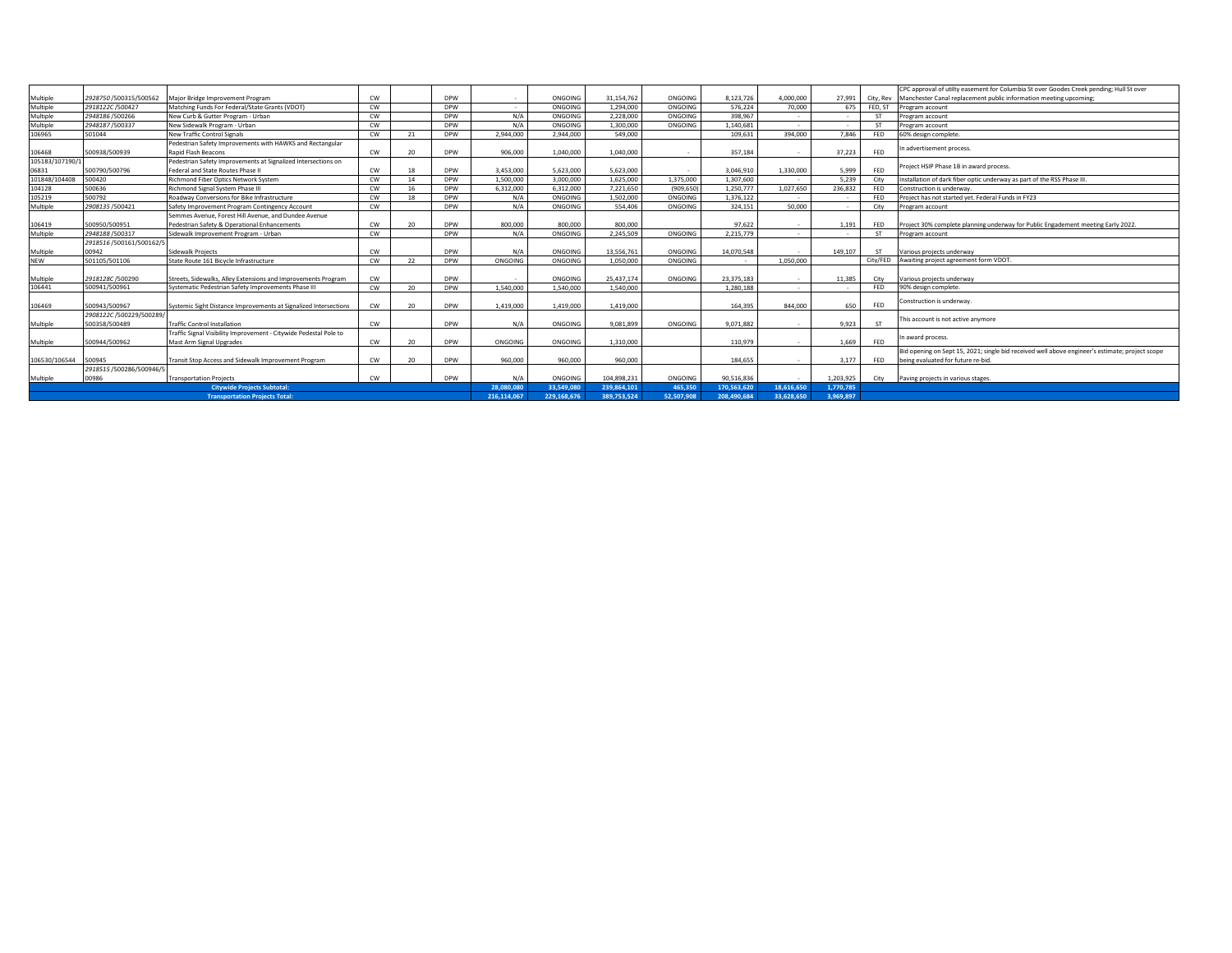| | | | | | | | | | | | | | | |
|---|---|---|---|---|---|---|---|---|---|---|---|---|---|---|
| Multiple | 2928750 /500315/500562 | Major Bridge Improvement Program | CW | | DPW | - | ONGOING | 31,154,762 | ONGOING | 8,123,726 | 4,000,000 | 27,991 | City, Rev | CPC approval of utilty easement for Columbia St over Goodes Creek pending; Hull St over Manchester Canal replacement public information meeting upcoming; |
| Multiple | 2918122C /500427 | Matching Funds For Federal/State Grants (VDOT) | CW | | DPW | - | ONGOING | 1,294,000 | ONGOING | 576,224 | 70,000 | 675 | FED, ST | Program account |
| Multiple | 2948186 /500266 | New Curb & Gutter Program - Urban | CW | | DPW | N/A | ONGOING | 2,228,000 | ONGOING | 398,967 | - | - | ST | Program account |
| Multiple | 2948187 /500337 | New Sidewalk Program - Urban | CW | | DPW | N/A | ONGOING | 1,300,000 | ONGOING | 1,140,681 | - | - | ST | Program account |
| 106965 | 501044 | New Traffic Control Signals | CW | 21 | DPW | 2,944,000 | 2,944,000 | 549,000 | | 109,631 | 394,000 | 7,846 | FED | 60% design complete. |
| 106468 | 500938/500939 | Pedestrian Safety Improvements with HAWKS and Rectangular Rapid Flash Beacons | CW | 20 | DPW | 906,000 | 1,040,000 | 1,040,000 | - | 357,184 | - | 37,223 | FED | In advertisement process. |
| 105183/107190/106831 | 500790/500796 | Pedestrian Safety Improvements at Signalized Intersections on Federal and State Routes Phase II | CW | 18 | DPW | 3,453,000 | 5,623,000 | 5,623,000 | - | 3,046,910 | 1,330,000 | 5,999 | FED | Project HSIP Phase 1B in award process. |
| 101848/104408 | 500420 | Richmond Fiber Optics Network System | CW | 14 | DPW | 1,500,000 | 3,000,000 | 1,625,000 | 1,375,000 | 1,307,600 | - | 5,239 | City | Installation of dark fiber optic underway as part of the RSS Phase III. |
| 104128 | 500636 | Richmond Signal System Phase III | CW | 16 | DPW | 6,312,000 | 6,312,000 | 7,221,650 | (909,650) | 1,250,777 | 1,027,650 | 236,832 | FED | Construction is underway. |
| 105219 | 500792 | Roadway Conversions for Bike Infrastructure | CW | 18 | DPW | N/A | ONGOING | 1,502,000 | ONGOING | 1,376,122 | - | - | FED | Project has not started yet. Federal Funds in FY23 |
| Multiple | 2908135 /500421 | Safety Improvement Program Contingency Account | CW | | DPW | N/A | ONGOING | 554,406 | ONGOING | 324,151 | 50,000 | - | City | Program account |
| 106419 | 500950/500951 | Semmes Avenue, Forest Hill Avenue, and Dundee Avenue Pedestrian Safety & Operational Enhancements | CW | 20 | DPW | 800,000 | 800,000 | 800,000 | | 97,622 | - | 1,191 | FED | Project 30% complete planning underway for Public Engagement meeting Early 2022. |
| Multiple | 2948188 /500317 | Sidewalk Improvement Program - Urban | CW | | DPW | N/A | ONGOING | 2,245,509 | ONGOING | 2,215,779 | - | - | ST | Program account |
| Multiple | 2918516 /500161/500162/500942 | Sidewalk Projects | CW | | DPW | N/A | ONGOING | 13,556,761 | ONGOING | 14,070,548 | - | 149,107 | ST | Various projects underway |
| NEW | 501105/501106 | State Route 161 Bicycle Infrastructure | CW | 22 | DPW | ONGOING | ONGOING | 1,050,000 | ONGOING | - | 1,050,000 | | City/FED | Awaiting project agreement form VDOT. |
| Multiple | 2918128C /500290 | Streets, Sidewalks, Alley Extensions and Improvements Program | CW | | DPW | - | ONGOING | 25,437,174 | ONGOING | 23,375,183 | - | 11,385 | City | Various projects underway |
| 106441 | 500941/500961 | Systematic Pedestrian Safety Improvements Phase III | CW | 20 | DPW | 1,540,000 | 1,540,000 | 1,540,000 | | 1,280,188 | - | - | FED | 90% design complete. |
| 106469 | 500943/500967 | Systemic Sight Distance Improvements at Signalized Intersections | CW | 20 | DPW | 1,419,000 | 1,419,000 | 1,419,000 | | 164,395 | 844,000 | 650 | FED | Construction is underway. |
| Multiple | 2908122C /500229/500289/500358/500489 | Traffic Control Installation | CW | | DPW | N/A | ONGOING | 9,081,899 | ONGOING | 9,071,882 | - | 9,923 | ST | This account is not active anymore |
| Multiple | 500944/500962 | Traffic Signal Visibility Improvement - Citywide Pedestal Pole to Mast Arm Signal Upgrades | CW | 20 | DPW | ONGOING | ONGOING | 1,310,000 | | 110,979 | - | 1,669 | FED | In award process. |
| 106530/106544 | 500945 | Transit Stop Access and Sidewalk Improvement Program | CW | 20 | DPW | 960,000 | 960,000 | 960,000 | | 184,655 | - | 3,177 | FED | Bid opening on Sept 15, 2021; single bid received well above engineer's estimate; project scope being evaluated for future re-bid. |
| Multiple | 2918515 /500286/500946/500986 | Transportation Projects | CW | | DPW | N/A | ONGOING | 104,898,231 | ONGOING | 90,516,836 | - | 1,203,925 | City | Paving projects in various stages. |
| **Citywide Projects Subtotal:** | | | | | | **28,080,080** | **33,549,080** | **239,864,101** | **465,350** | **170,563,620** | **18,616,650** | **1,770,785** | | |
| **Transportation Projects Total:** | | | | | | **216,114,067** | **229,168,676** | **389,753,524** | **52,507,908** | **208,490,684** | **33,628,650** | **3,969,897** | | |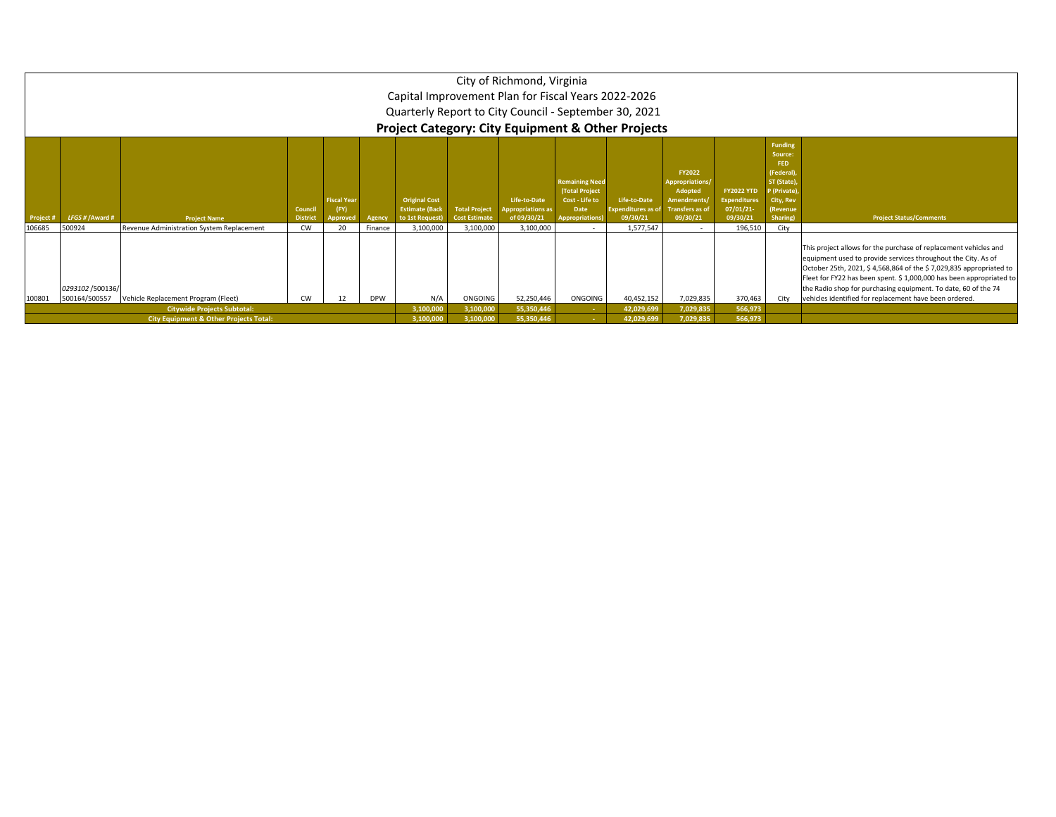# City of Richmond, Virginia

## Capital Improvement Plan for Fiscal Years 2022-2026

## Quarterly Report to City Council - September 30, 2021

### Project Category: City Equipment & Other Projects

| Project # | LFGS # /Award # | Project Name | Council District | Fiscal Year (FY) Approved | Agency | Original Cost Estimate (Back to 1st Request) | Total Project Cost Estimate | Life-to-Date Appropriations as of 09/30/21 | Remaining Need (Total Project Cost - Life to Date Appropriations) | Life-to-Date Expenditures as of 09/30/21 | FY2022 Appropriations/ Adopted Amendments/ Transfers as of 09/30/21 | FY2022 YTD Expenditures 07/01/21-09/30/21 | Funding Source: FED (Federal), ST (State), P (Private), City, Rev (Revenue Sharing) | Project Status/Comments |
|---|---|---|---|---|---|---|---|---|---|---|---|---|---|---|
| 106685 | 500924 | Revenue Administration System Replacement | CW | 20 | Finance | 3,100,000 | 3,100,000 | 3,100,000 | - | 1,577,547 | - | 196,510 | City | |
| 100801 | *0293102* /500136/ 500164/500557 | Vehicle Replacement Program (Fleet) | CW | 12 | DPW | N/A | ONGOING | 52,250,446 | ONGOING | 40,452,152 | 7,029,835 | 370,463 | City | This project allows for the purchase of replacement vehicles and equipment used to provide services throughout the City. As of October 25th, 2021, $ 4,568,864 of the $ 7,029,835 appropriated to Fleet for FY22 has been spent. $ 1,000,000 has been appropriated to the Radio shop for purchasing equipment. To date, 60 of the 74 vehicles identified for replacement have been ordered. |
| **Citywide Projects Subtotal:** | | | | | | **3,100,000** | **3,100,000** | **55,350,446** | **-** | **42,029,699** | **7,029,835** | **566,973** | | |
| **City Equipment & Other Projects Total:** | | | | | | **3,100,000** | **3,100,000** | **55,350,446** | **-** | **42,029,699** | **7,029,835** | **566,973** | | |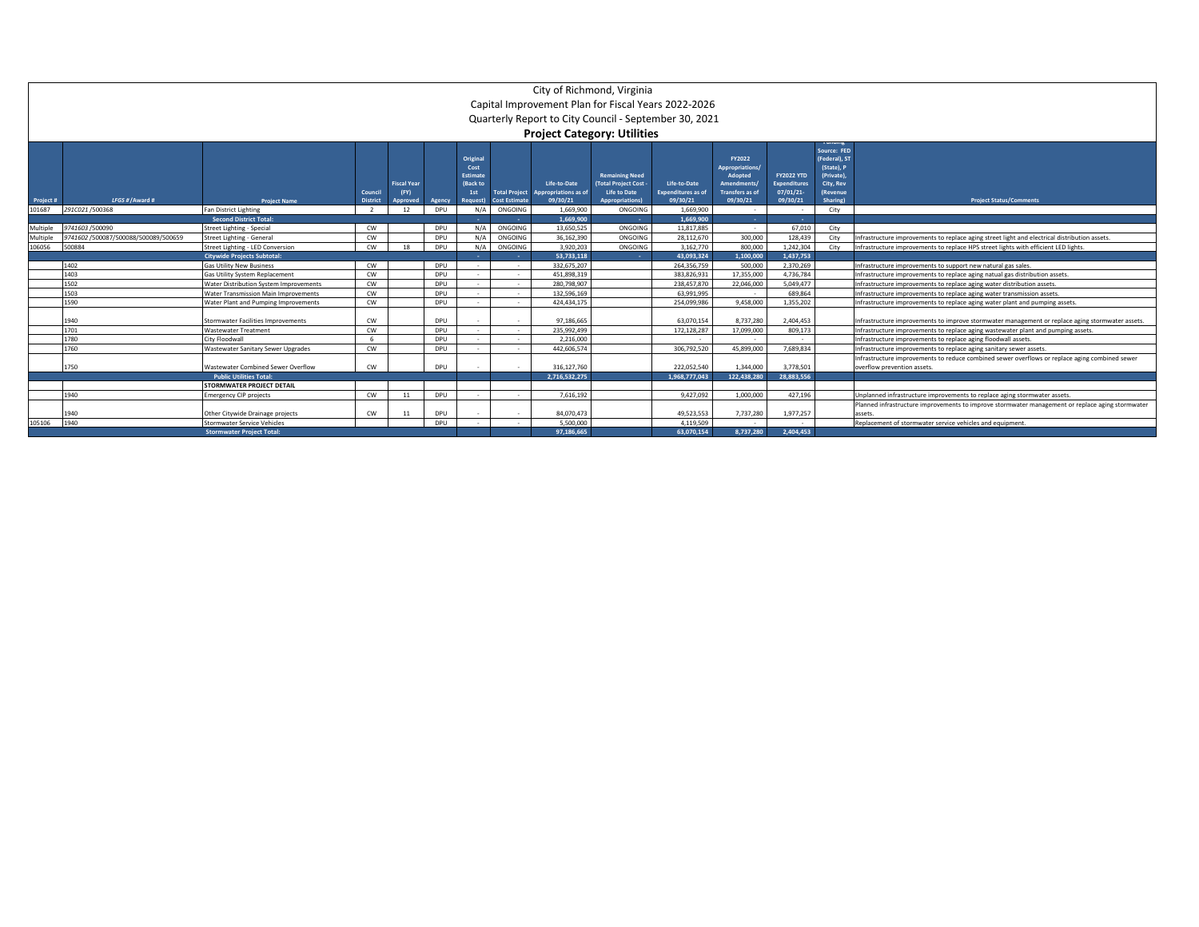# City of Richmond, Virginia

## Capital Improvement Plan for Fiscal Years 2022-2026

## Quarterly Report to City Council - September 30, 2021

### Project Category: Utilities

| Project # | LFGS # /Award # | Project Name | Council District | Fiscal Year (FY) Approved | Agency | Original Cost Estimate (Back to 1st Request) | Total Project Cost Estimate | Life-to-Date Appropriations as of 09/30/21 | Remaining Need (Total Project Cost - Life to Date Appropriations) | Life-to-Date Expenditures as of 09/30/21 | FY2022 Appropriations/ Adopted Amendments/ Transfers as of 09/30/21 | FY2022 YTD Expenditures 07/01/21-09/30/21 | Funding Source: FED (Federal), ST (State), P (Private), City, Rev (Revenue Sharing) | Project Status/Comments |
|---|---|---|---|---|---|---|---|---|---|---|---|---|---|---|
| 101687 | 291C021 /500368 | Fan District Lighting | 2 | 12 | DPU | N/A | ONGOING | 1,669,900 | ONGOING | 1,669,900 | - | - | City | |
| | | **Second District Total:** | | | | - | - | 1,669,900 | - | 1,669,900 | - | - | | |
| Multiple | 9741603 /500090 | Street Lighting - Special | CW | | DPU | N/A | ONGOING | 13,650,525 | ONGOING | 11,817,885 | - | 67,010 | City | |
| Multiple | 9741602 /500087/500088/500089/500659 | Street Lighting - General | CW | | DPU | N/A | ONGOING | 36,162,390 | ONGOING | 28,112,670 | 300,000 | 128,439 | City | Infrastructure improvements to replace aging street light and electrical distribution assets. |
| 106056 | 500884 | Street Lighting - LED Conversion | CW | 18 | DPU | N/A | ONGOING | 3,920,203 | ONGOING | 3,162,770 | 800,000 | 1,242,304 | City | Infrastructure improvements to replace HPS street lights with efficient LED lights. |
| | | **Citywide Projects Subtotal:** | | | | - | - | 53,733,118 | - | 43,093,324 | 1,100,000 | 1,437,753 | | |
| | 1402 | Gas Utility New Business | CW | | DPU | - | - | 332,675,207 | | 264,356,759 | 500,000 | 2,370,269 | | Infrastructure improvements to support new natural gas sales. |
| | 1403 | Gas Utility System Replacement | CW | | DPU | - | - | 451,898,319 | | 383,826,931 | 17,355,000 | 4,736,784 | | Infrastructure improvements to replace aging natual gas distribution assets. |
| | 1502 | Water Distribution System Improvements | CW | | DPU | - | - | 280,798,907 | | 238,457,870 | 22,046,000 | 5,049,477 | | Infrastructure improvements to replace aging water distribution assets. |
| | 1503 | Water Transmission Main Improvements | CW | | DPU | - | - | 132,596,169 | | 63,991,995 | - | 689,864 | | Infrastructure improvements to replace aging water transmission assets. |
| | 1590 | Water Plant and Pumping Improvements | CW | | DPU | - | - | 424,434,175 | | 254,099,986 | 9,458,000 | 1,355,202 | | Infrastructure improvements to replace aging water plant and pumping assets. |
| | 1940 | Stormwater Facilities Improvements | CW | | DPU | - | - | 97,186,665 | | 63,070,154 | 8,737,280 | 2,404,453 | | Infrastructure improvements to improve stormwater management or replace aging stormwater assets. |
| | 1701 | Wastewater Treatment | CW | | DPU | - | - | 235,992,499 | | 172,128,287 | 17,099,000 | 809,173 | | Infrastructure improvements to replace aging wastewater plant and pumping assets. |
| | 1780 | City Floodwall | 6 | | DPU | - | - | 2,216,000 | | - | - | - | | Infrastructure improvements to replace aging floodwall assets. |
| | 1760 | Wastewater Sanitary Sewer Upgrades | CW | | DPU | - | - | 442,606,574 | | 306,792,520 | 45,899,000 | 7,689,834 | | Infrastructure improvements to replace aging sanitary sewer assets. |
| | 1750 | Wastewater Combined Sewer Overflow | CW | | DPU | - | - | 316,127,760 | | 222,052,540 | 1,344,000 | 3,778,501 | | Infrastructure improvements to reduce combined sewer overflows or replace aging combined sewer overflow prevention assets. |
| | | **Public Utilities Total:** | | | | | | 2,716,532,275 | | 1,968,777,043 | 122,438,280 | 28,883,556 | | |
| | | **STORMWATER PROJECT DETAIL** | | | | | | | | | | | | |
| | 1940 | Emergency CIP projects | CW | 11 | DPU | - | - | 7,616,192 | | 9,427,092 | 1,000,000 | 427,196 | | Unplanned infrastructure improvements to replace aging stormwater assets. |
| | 1940 | Other Citywide Drainage projects | CW | 11 | DPU | - | - | 84,070,473 | | 49,523,553 | 7,737,280 | 1,977,257 | | Planned infrastructure improvements to improve stormwater management or replace aging stormwater assets. |
| 105106 | 1940 | Stormwater Service Vehicles | | | DPU | - | - | 5,500,000 | | 4,119,509 | - | - | | Replacement of stormwater service vehicles and equipment. |
| | | **Stormwater Project Total:** | | | | | | 97,186,665 | | 63,070,154 | 8,737,280 | 2,404,453 | | |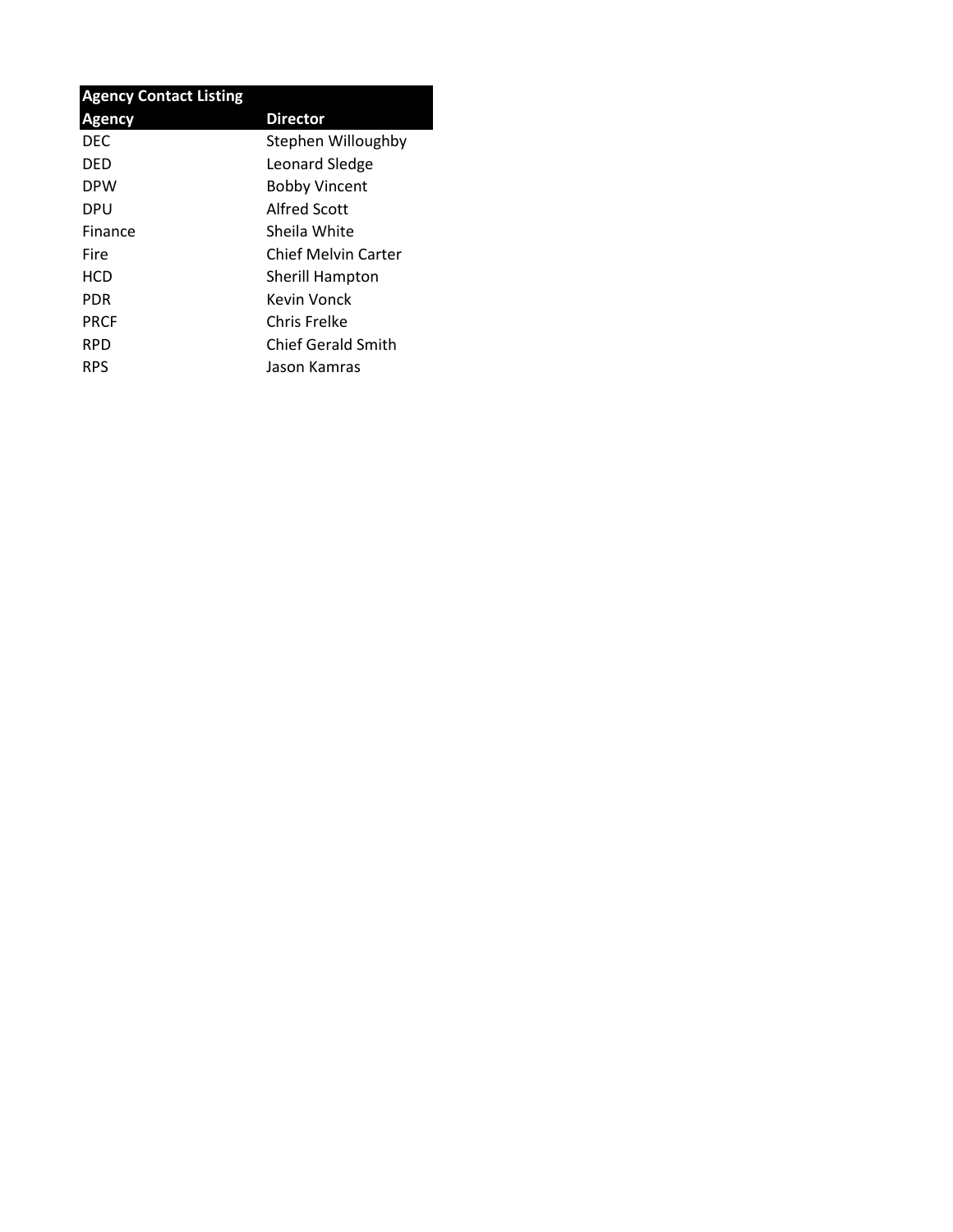| Agency Contact Listing | |
|---|---|
| **Agency** | **Director** |
| DEC | Stephen Willoughby |
| DED | Leonard Sledge |
| DPW | Bobby Vincent |
| DPU | Alfred Scott |
| Finance | Sheila White |
| Fire | Chief Melvin Carter |
| HCD | Sherill Hampton |
| PDR | Kevin Vonck |
| PRCF | Chris Frelke |
| RPD | Chief Gerald Smith |
| RPS | Jason Kamras |